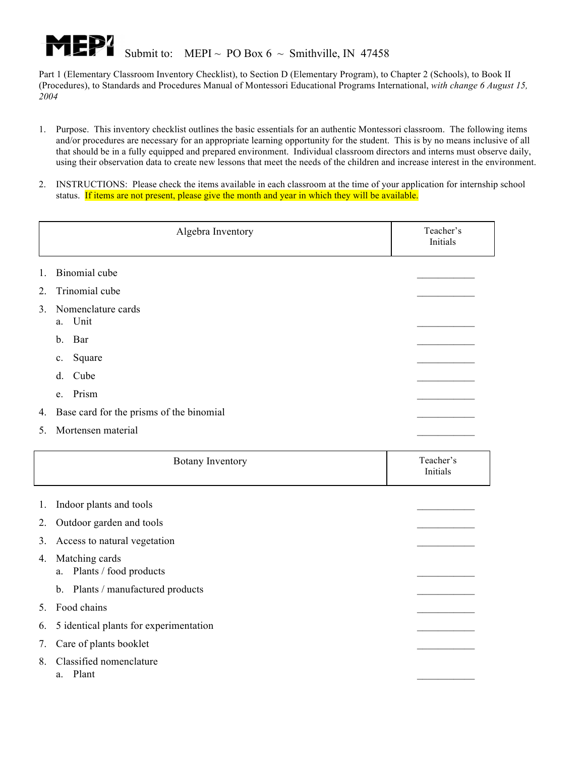**MEPI** Submit to: MEPI ~ PO Box 6 ~ Smithville, IN 47458

Part 1 (Elementary Classroom Inventory Checklist), to Section D (Elementary Program), to Chapter 2 (Schools), to Book II (Procedures), to Standards and Procedures Manual of Montessori Educational Programs International, *with change 6 August 15, 2004*

1. Purpose. This inventory checklist outlines the basic essentials for an authentic Montessori classroom. The following items and/or procedures are necessary for an appropriate learning opportunity for the student. This is by no means inclusive of all that should be in a fully equipped and prepared environment. Individual classroom directors and interns must observe daily, using their observation data to create new lessons that meet the needs of the children and increase interest in the environment.

2. INSTRUCTIONS: Please check the items available in each classroom at the time of your application for internship school status. If items are not present, please give the month and year in which they will be available.

| Algebra Inventory | Teacher's Initials |
|---|---|
| 1. Binomial cube | ___________ |
| 2. Trinomial cube | ___________ |
| 3. Nomenclature cards | |
| a. Unit | ___________ |
| b. Bar | ___________ |
| c. Square | ___________ |
| d. Cube | ___________ |
| e. Prism | ___________ |
| 4. Base card for the prisms of the binomial | ___________ |
| 5. Mortensen material | ___________ |

| Botany Inventory | Teacher's Initials |
|---|---|
| 1. Indoor plants and tools | ___________ |
| 2. Outdoor garden and tools | ___________ |
| 3. Access to natural vegetation | ___________ |
| 4. Matching cards | |
| a. Plants / food products | ___________ |
| b. Plants / manufactured products | ___________ |
| 5. Food chains | ___________ |
| 6. 5 identical plants for experimentation | ___________ |
| 7. Care of plants booklet | ___________ |
| 8. Classified nomenclature | |
| a. Plant | ___________ |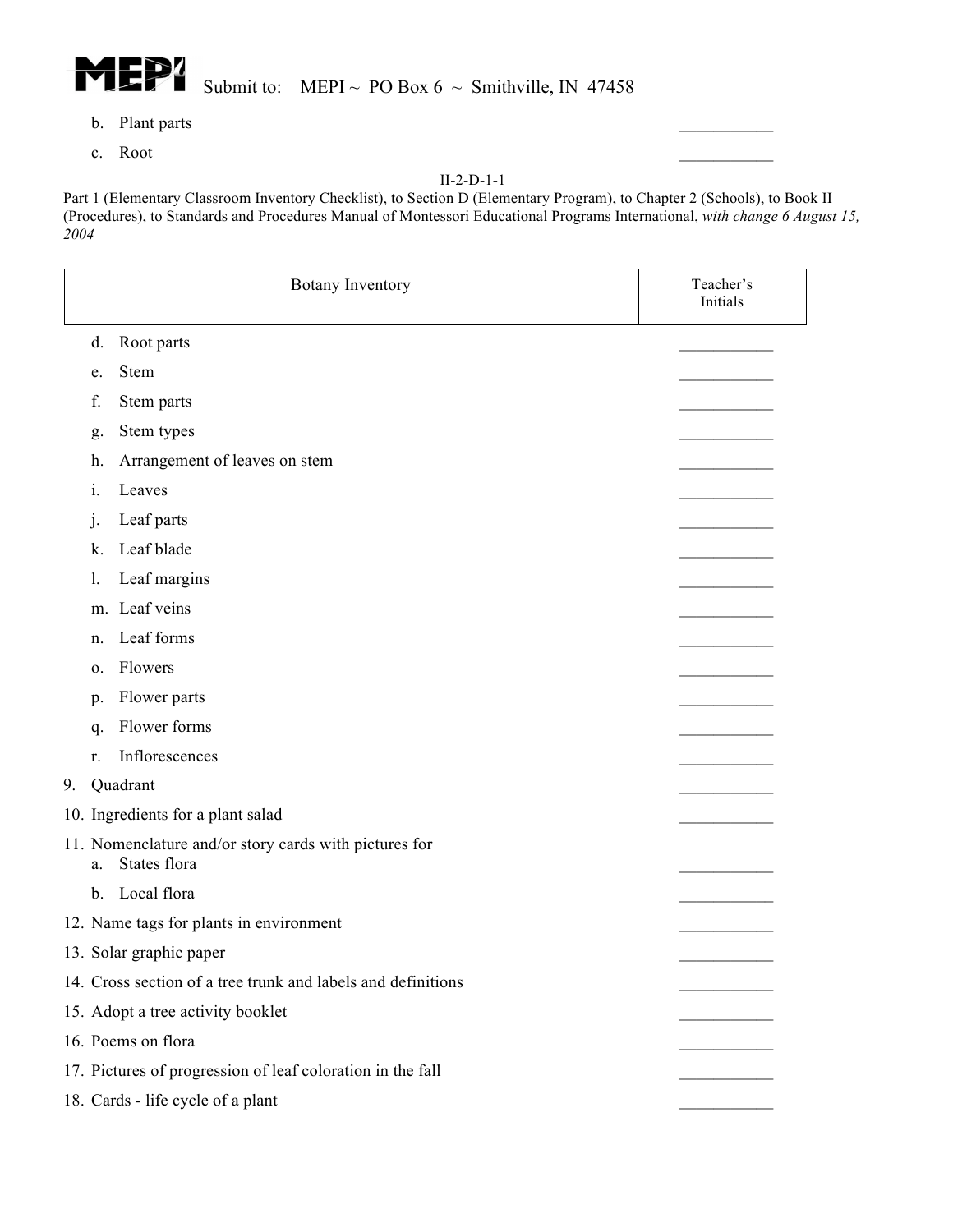b. Plant parts ___________

c. Root ___________

II-2-D-1-1

Part 1 (Elementary Classroom Inventory Checklist), to Section D (Elementary Program), to Chapter 2 (Schools), to Book II (Procedures), to Standards and Procedures Manual of Montessori Educational Programs International, *with change 6 August 15, 2004*

| Botany Inventory | Teacher's Initials |
|---|---|
| d. Root parts | ___________ |
| e. Stem | ___________ |
| f. Stem parts | ___________ |
| g. Stem types | ___________ |
| h. Arrangement of leaves on stem | ___________ |
| i. Leaves | ___________ |
| j. Leaf parts | ___________ |
| k. Leaf blade | ___________ |
| l. Leaf margins | ___________ |
| m. Leaf veins | ___________ |
| n. Leaf forms | ___________ |
| o. Flowers | ___________ |
| p. Flower parts | ___________ |
| q. Flower forms | ___________ |
| r. Inflorescences | ___________ |
| 9. Quadrant | ___________ |
| 10. Ingredients for a plant salad | ___________ |
| 11. Nomenclature and/or story cards with pictures for | |
| a. States flora | ___________ |
| b. Local flora | ___________ |
| 12. Name tags for plants in environment | ___________ |
| 13. Solar graphic paper | ___________ |
| 14. Cross section of a tree trunk and labels and definitions | ___________ |
| 15. Adopt a tree activity booklet | ___________ |
| 16. Poems on flora | ___________ |
| 17. Pictures of progression of leaf coloration in the fall | ___________ |
| 18. Cards - life cycle of a plant | ___________ |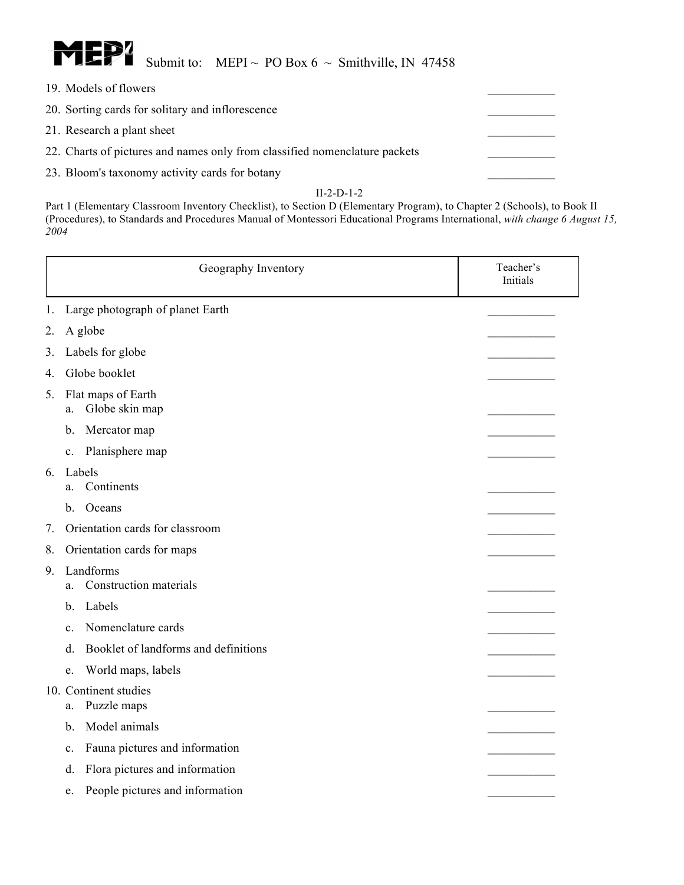19. Models of flowers ___________
20. Sorting cards for solitary and inflorescence ___________
21. Research a plant sheet ___________
22. Charts of pictures and names only from classified nomenclature packets ___________
23. Bloom's taxonomy activity cards for botany ___________

II-2-D-1-2

Part 1 (Elementary Classroom Inventory Checklist), to Section D (Elementary Program), to Chapter 2 (Schools), to Book II (Procedures), to Standards and Procedures Manual of Montessori Educational Programs International, *with change 6 August 15, 2004*

| Geography Inventory | Teacher's Initials |
|---|---|

1. Large photograph of planet Earth ___________
2. A globe ___________
3. Labels for globe ___________
4. Globe booklet ___________
5. Flat maps of Earth
   a. Globe skin map ___________
   b. Mercator map ___________
   c. Planisphere map ___________
6. Labels
   a. Continents ___________
   b. Oceans ___________
7. Orientation cards for classroom ___________
8. Orientation cards for maps ___________
9. Landforms
   a. Construction materials ___________
   b. Labels ___________
   c. Nomenclature cards ___________
   d. Booklet of landforms and definitions ___________
   e. World maps, labels ___________
10. Continent studies
    a. Puzzle maps ___________
    b. Model animals ___________
    c. Fauna pictures and information ___________
    d. Flora pictures and information ___________
    e. People pictures and information ___________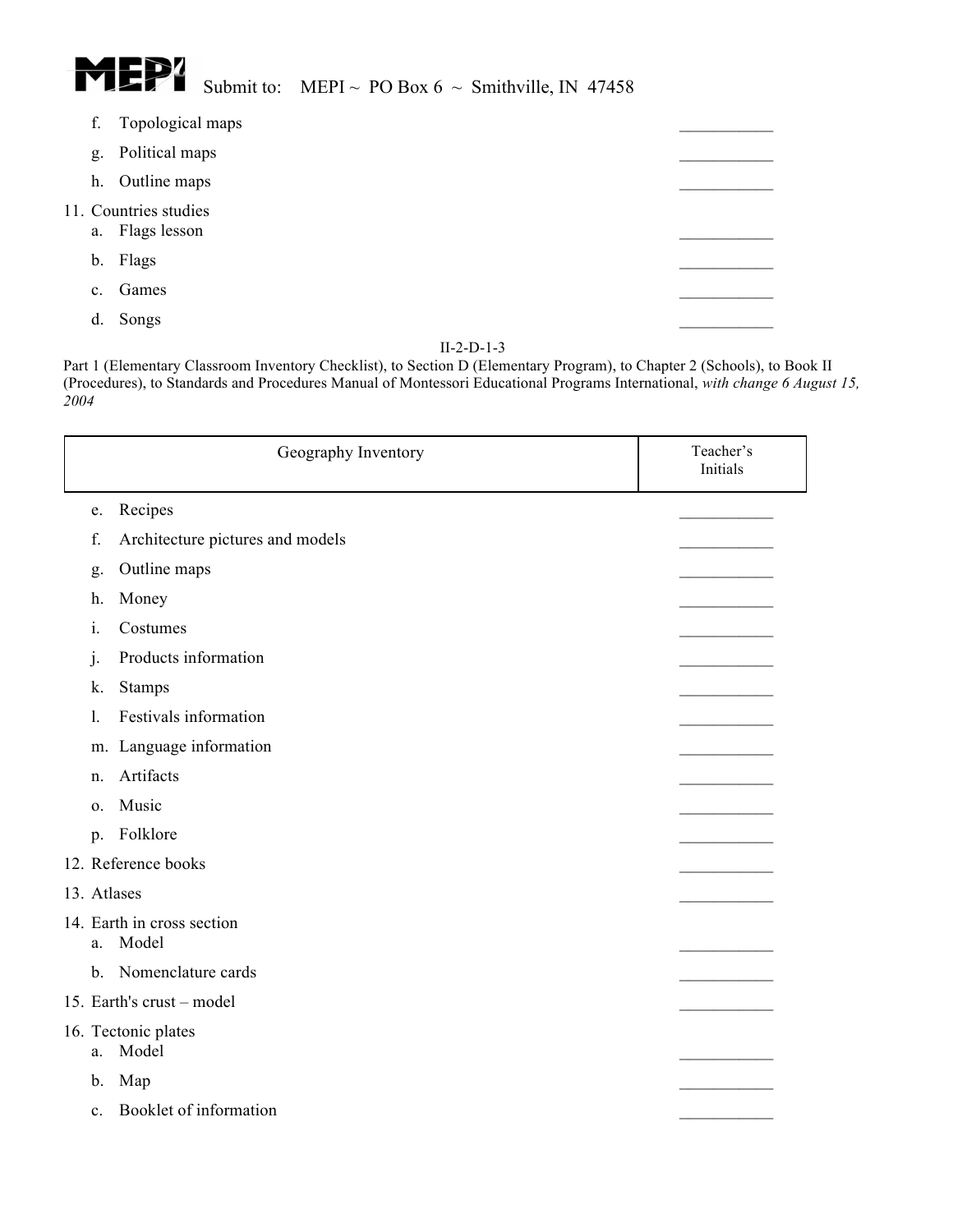f. Topological maps ___________

g. Political maps ___________

h. Outline maps ___________

11. Countries studies
    a. Flags lesson ___________
    b. Flags ___________
    c. Games ___________
    d. Songs ___________

II-2-D-1-3

Part 1 (Elementary Classroom Inventory Checklist), to Section D (Elementary Program), to Chapter 2 (Schools), to Book II (Procedures), to Standards and Procedures Manual of Montessori Educational Programs International, *with change 6 August 15, 2004*

| Geography Inventory | Teacher's Initials |
| --- | --- |

e. Recipes ___________

f. Architecture pictures and models ___________

g. Outline maps ___________

h. Money ___________

i. Costumes ___________

j. Products information ___________

k. Stamps ___________

l. Festivals information ___________

m. Language information ___________

n. Artifacts ___________

o. Music ___________

p. Folklore ___________

12. Reference books ___________
13. Atlases ___________
14. Earth in cross section
    a. Model ___________
    b. Nomenclature cards ___________
15. Earth's crust – model ___________
16. Tectonic plates
    a. Model ___________
    b. Map ___________
    c. Booklet of information ___________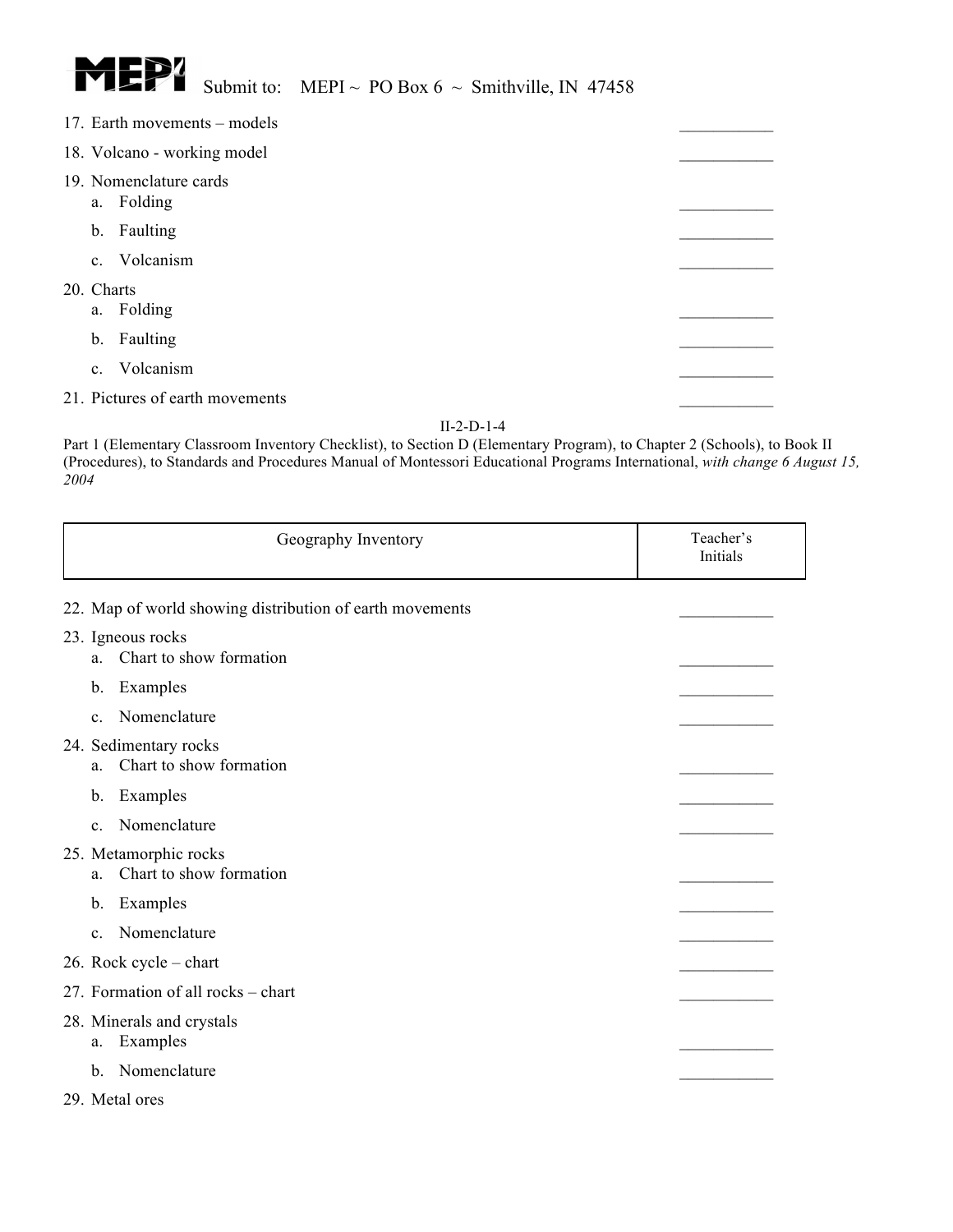17. Earth movements – models ___________
18. Volcano - working model ___________
19. Nomenclature cards
    a. Folding ___________
    b. Faulting ___________
    c. Volcanism ___________
20. Charts
    a. Folding ___________
    b. Faulting ___________
    c. Volcanism ___________
21. Pictures of earth movements ___________

II-2-D-1-4

Part 1 (Elementary Classroom Inventory Checklist), to Section D (Elementary Program), to Chapter 2 (Schools), to Book II (Procedures), to Standards and Procedures Manual of Montessori Educational Programs International, *with change 6 August 15, 2004*

| Geography Inventory | Teacher's Initials |
|---|---|

22. Map of world showing distribution of earth movements ___________
23. Igneous rocks
    a. Chart to show formation ___________
    b. Examples ___________
    c. Nomenclature ___________
24. Sedimentary rocks
    a. Chart to show formation ___________
    b. Examples ___________
    c. Nomenclature ___________
25. Metamorphic rocks
    a. Chart to show formation ___________
    b. Examples ___________
    c. Nomenclature ___________
26. Rock cycle – chart ___________
27. Formation of all rocks – chart ___________
28. Minerals and crystals
    a. Examples ___________
    b. Nomenclature ___________
29. Metal ores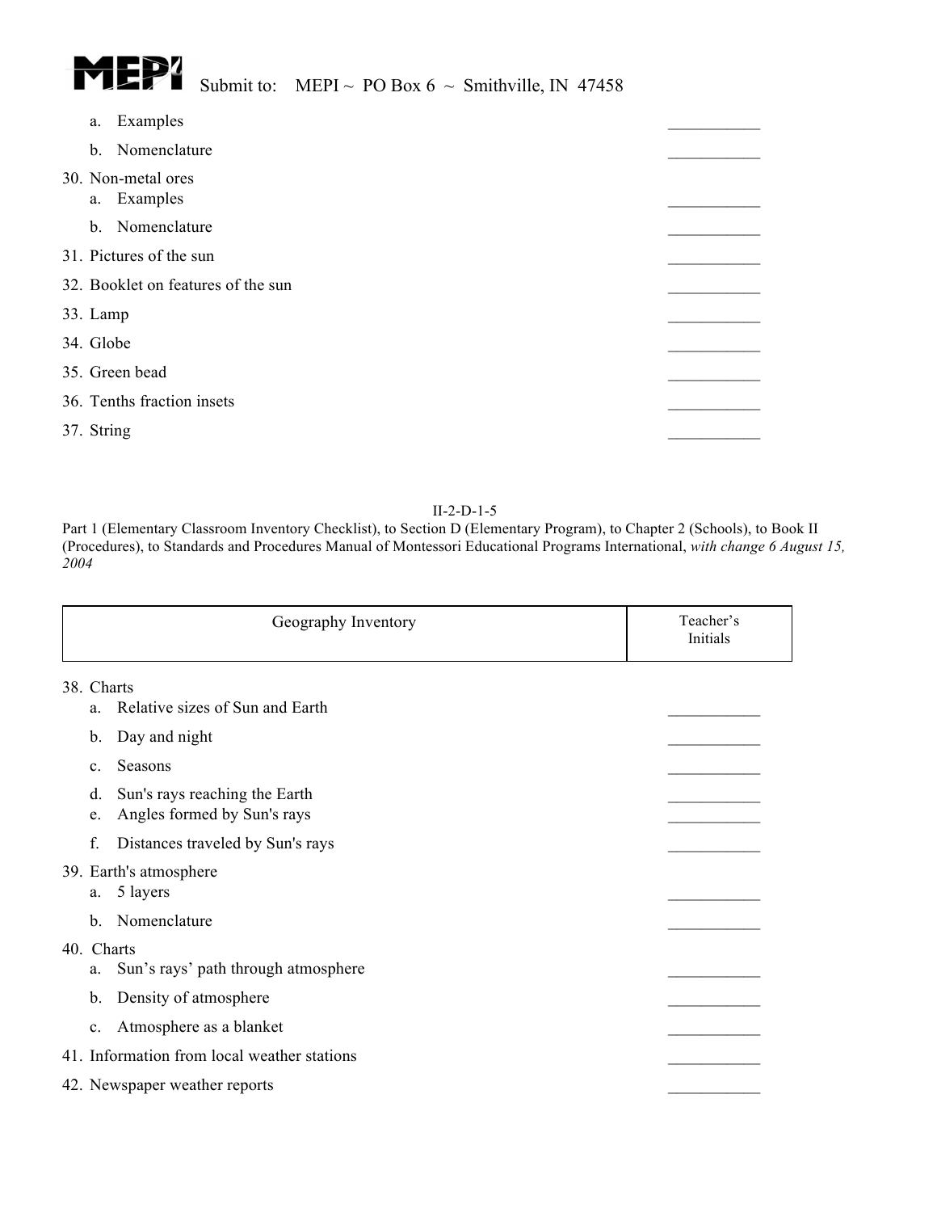a. Examples ___________

b. Nomenclature ___________

30. Non-metal ores
    a. Examples ___________
    b. Nomenclature ___________
31. Pictures of the sun ___________
32. Booklet on features of the sun ___________
33. Lamp ___________
34. Globe ___________
35. Green bead ___________
36. Tenths fraction insets ___________
37. String ___________

II-2-D-1-5

Part 1 (Elementary Classroom Inventory Checklist), to Section D (Elementary Program), to Chapter 2 (Schools), to Book II (Procedures), to Standards and Procedures Manual of Montessori Educational Programs International, *with change 6 August 15, 2004*

| Geography Inventory | Teacher's Initials |
|---|---|

38. Charts
    a. Relative sizes of Sun and Earth ___________
    b. Day and night ___________
    c. Seasons ___________
    d. Sun's rays reaching the Earth ___________
    e. Angles formed by Sun's rays ___________
    f. Distances traveled by Sun's rays ___________
39. Earth's atmosphere
    a. 5 layers ___________
    b. Nomenclature ___________
40. Charts
    a. Sun's rays' path through atmosphere ___________
    b. Density of atmosphere ___________
    c. Atmosphere as a blanket ___________
41. Information from local weather stations ___________
42. Newspaper weather reports ___________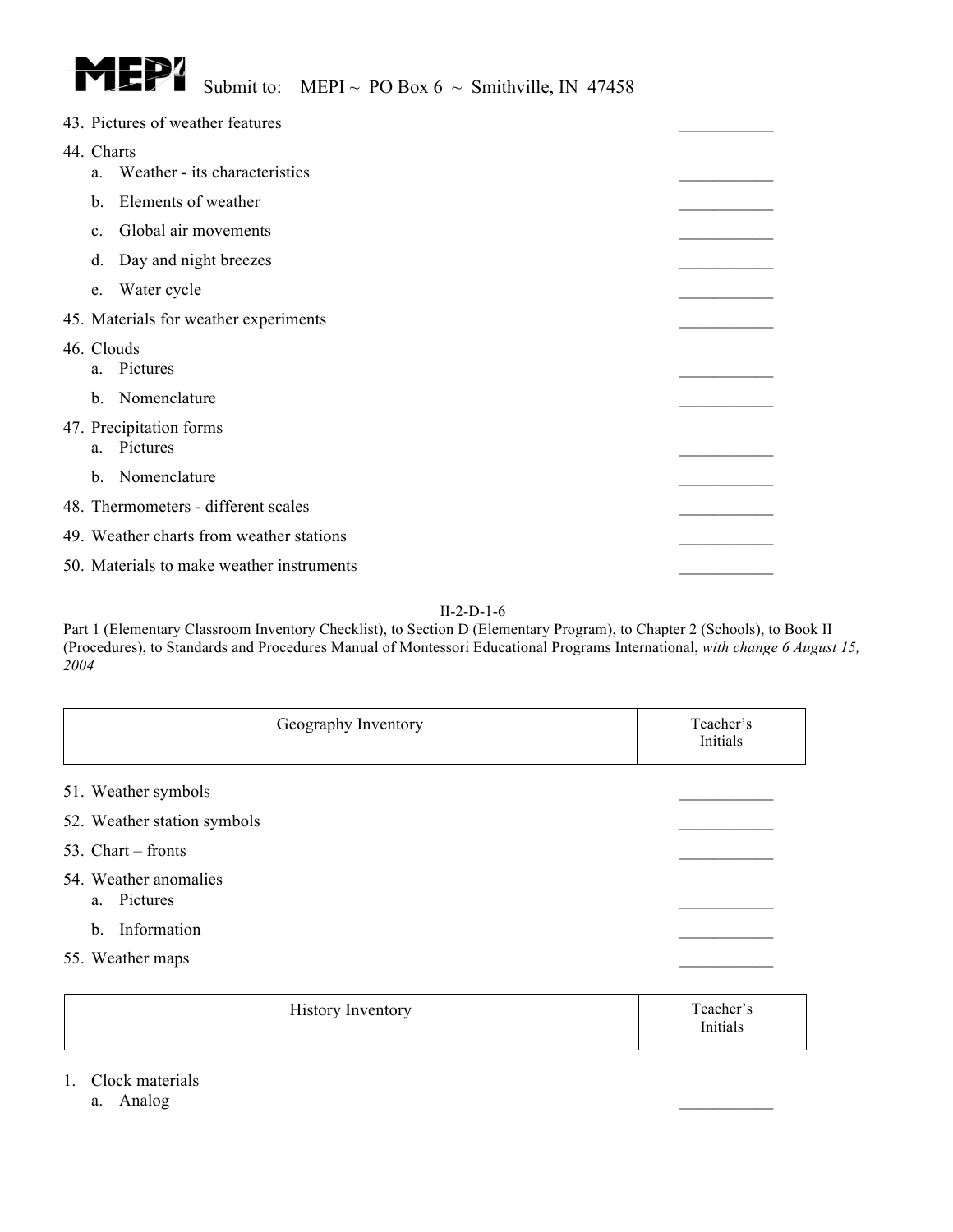43. Pictures of weather features ___________

44. Charts
    a. Weather - its characteristics ___________
    b. Elements of weather ___________
    c. Global air movements ___________
    d. Day and night breezes ___________
    e. Water cycle ___________

45. Materials for weather experiments ___________

46. Clouds
    a. Pictures ___________
    b. Nomenclature ___________

47. Precipitation forms
    a. Pictures ___________
    b. Nomenclature ___________

48. Thermometers - different scales ___________

49. Weather charts from weather stations ___________

50. Materials to make weather instruments ___________

II-2-D-1-6

Part 1 (Elementary Classroom Inventory Checklist), to Section D (Elementary Program), to Chapter 2 (Schools), to Book II (Procedures), to Standards and Procedures Manual of Montessori Educational Programs International, *with change 6 August 15, 2004*

| Geography Inventory | Teacher's Initials |
|---|---|

51. Weather symbols ___________

52. Weather station symbols ___________

53. Chart – fronts ___________

54. Weather anomalies
    a. Pictures ___________
    b. Information ___________

55. Weather maps ___________

| History Inventory | Teacher's Initials |
|---|---|

1. Clock materials
    a. Analog ___________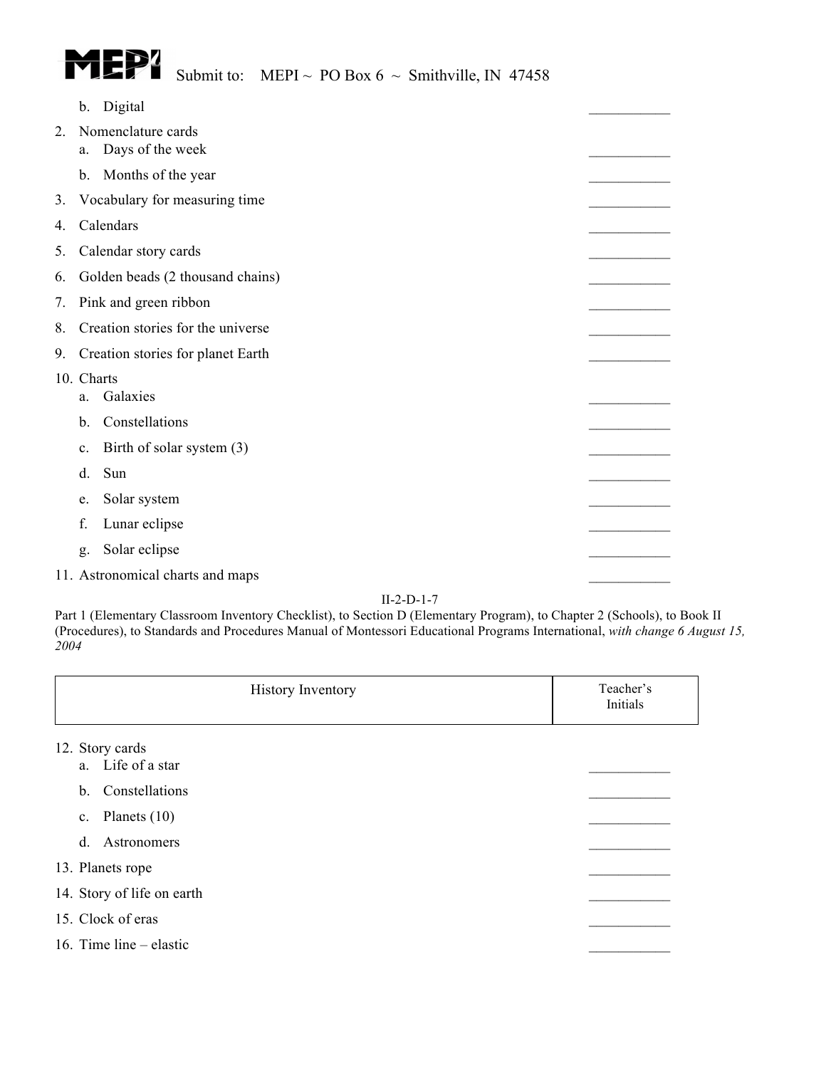b. Digital ___________

2. Nomenclature cards
   a. Days of the week ___________
   b. Months of the year ___________
3. Vocabulary for measuring time ___________
4. Calendars ___________
5. Calendar story cards ___________
6. Golden beads (2 thousand chains) ___________
7. Pink and green ribbon ___________
8. Creation stories for the universe ___________
9. Creation stories for planet Earth ___________
10. Charts
    a. Galaxies ___________
    b. Constellations ___________
    c. Birth of solar system (3) ___________
    d. Sun ___________
    e. Solar system ___________
    f. Lunar eclipse ___________
    g. Solar eclipse ___________
11. Astronomical charts and maps ___________

II-2-D-1-7

Part 1 (Elementary Classroom Inventory Checklist), to Section D (Elementary Program), to Chapter 2 (Schools), to Book II (Procedures), to Standards and Procedures Manual of Montessori Educational Programs International, *with change 6 August 15, 2004*

| History Inventory | Teacher's Initials |
|---|---|

12. Story cards
    a. Life of a star ___________
    b. Constellations ___________
    c. Planets (10) ___________
    d. Astronomers ___________
13. Planets rope ___________
14. Story of life on earth ___________
15. Clock of eras ___________
16. Time line – elastic ___________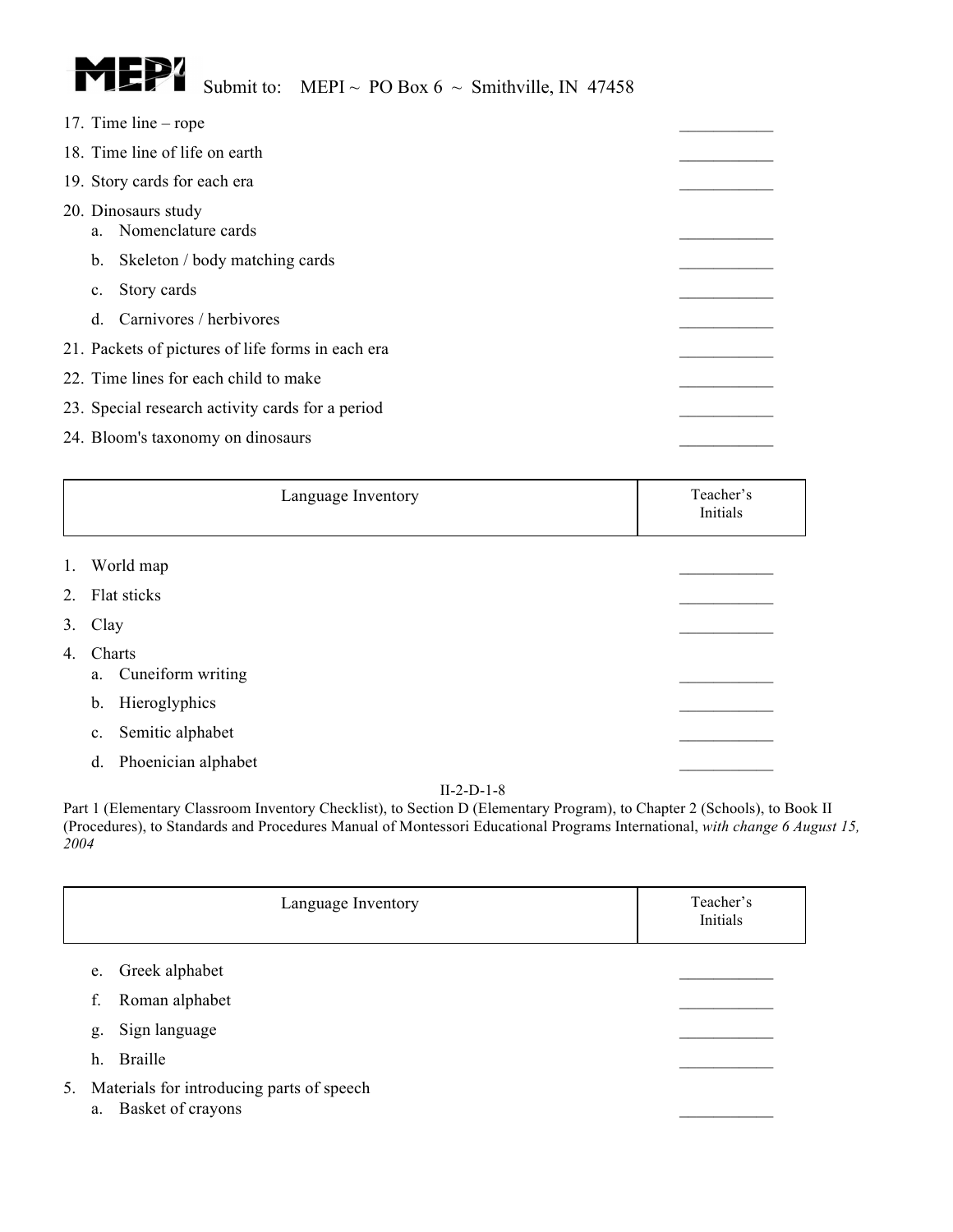17. Time line – rope ___________
18. Time line of life on earth ___________
19. Story cards for each era ___________
20. Dinosaurs study
    a. Nomenclature cards ___________
    b. Skeleton / body matching cards ___________
    c. Story cards ___________
    d. Carnivores / herbivores ___________
21. Packets of pictures of life forms in each era ___________
22. Time lines for each child to make ___________
23. Special research activity cards for a period ___________
24. Bloom's taxonomy on dinosaurs ___________

| Language Inventory | Teacher's Initials |
| --- | --- |

1. World map ___________
2. Flat sticks ___________
3. Clay ___________
4. Charts
    a. Cuneiform writing ___________
    b. Hieroglyphics ___________
    c. Semitic alphabet ___________
    d. Phoenician alphabet ___________

II-2-D-1-8

Part 1 (Elementary Classroom Inventory Checklist), to Section D (Elementary Program), to Chapter 2 (Schools), to Book II (Procedures), to Standards and Procedures Manual of Montessori Educational Programs International, *with change 6 August 15, 2004*

| Language Inventory | Teacher's Initials |
| --- | --- |

    e. Greek alphabet ___________
    f. Roman alphabet ___________
    g. Sign language ___________
    h. Braille ___________

5. Materials for introducing parts of speech
    a. Basket of crayons ___________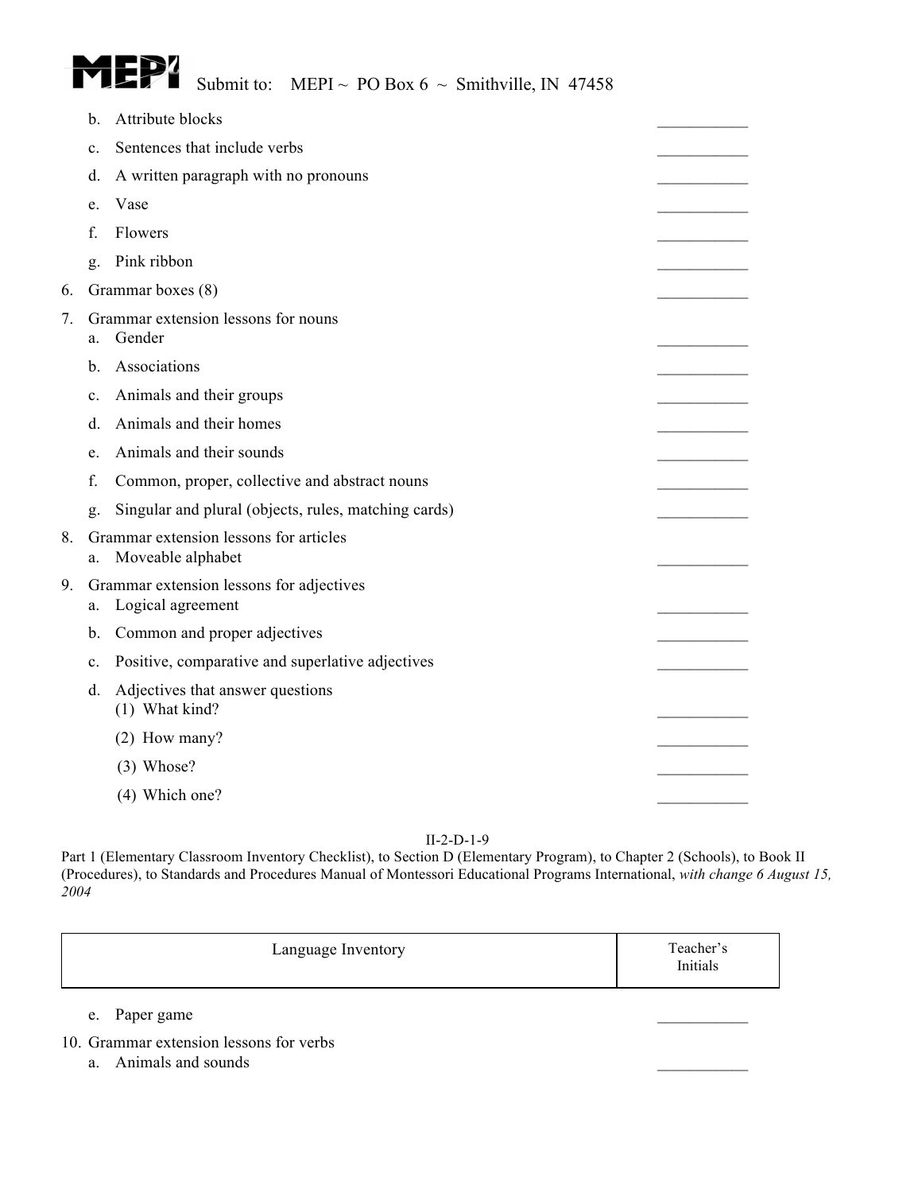b. Attribute blocks \_\_\_\_\_\_\_\_\_\_\_

c. Sentences that include verbs \_\_\_\_\_\_\_\_\_\_\_

d. A written paragraph with no pronouns \_\_\_\_\_\_\_\_\_\_\_

e. Vase \_\_\_\_\_\_\_\_\_\_\_

f. Flowers \_\_\_\_\_\_\_\_\_\_\_

g. Pink ribbon \_\_\_\_\_\_\_\_\_\_\_

6. Grammar boxes (8) \_\_\_\_\_\_\_\_\_\_\_

7. Grammar extension lessons for nouns
   a. Gender \_\_\_\_\_\_\_\_\_\_\_
   b. Associations \_\_\_\_\_\_\_\_\_\_\_
   c. Animals and their groups \_\_\_\_\_\_\_\_\_\_\_
   d. Animals and their homes \_\_\_\_\_\_\_\_\_\_\_
   e. Animals and their sounds \_\_\_\_\_\_\_\_\_\_\_
   f. Common, proper, collective and abstract nouns \_\_\_\_\_\_\_\_\_\_\_
   g. Singular and plural (objects, rules, matching cards) \_\_\_\_\_\_\_\_\_\_\_

8. Grammar extension lessons for articles
   a. Moveable alphabet \_\_\_\_\_\_\_\_\_\_\_

9. Grammar extension lessons for adjectives
   a. Logical agreement \_\_\_\_\_\_\_\_\_\_\_
   b. Common and proper adjectives \_\_\_\_\_\_\_\_\_\_\_
   c. Positive, comparative and superlative adjectives \_\_\_\_\_\_\_\_\_\_\_
   d. Adjectives that answer questions
      (1) What kind? \_\_\_\_\_\_\_\_\_\_\_
      (2) How many? \_\_\_\_\_\_\_\_\_\_\_
      (3) Whose? \_\_\_\_\_\_\_\_\_\_\_
      (4) Which one? \_\_\_\_\_\_\_\_\_\_\_

| Language Inventory | Teacher's Initials |
|---|---|

   e. Paper game \_\_\_\_\_\_\_\_\_\_\_

10. Grammar extension lessons for verbs
    a. Animals and sounds \_\_\_\_\_\_\_\_\_\_\_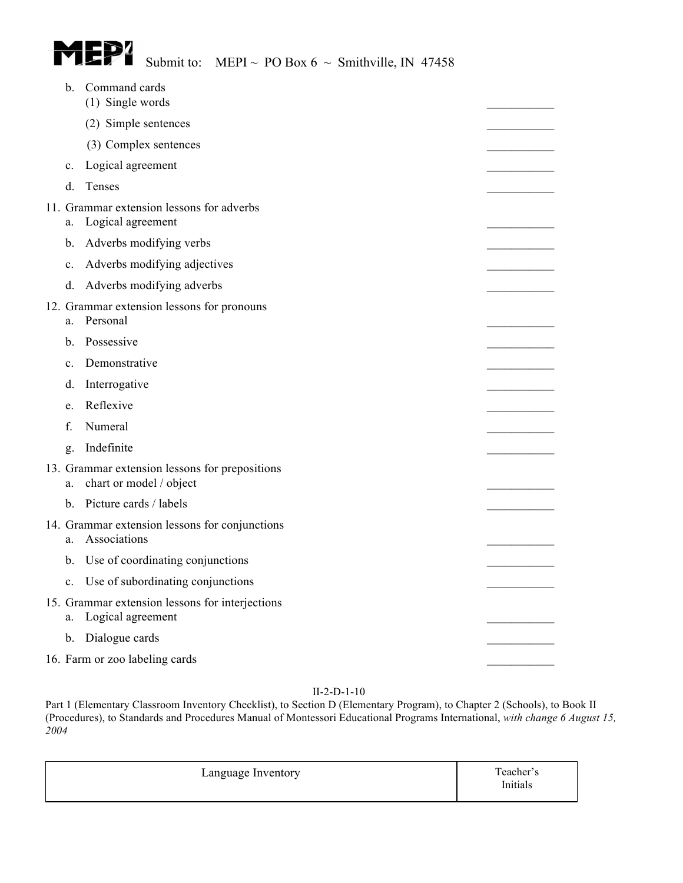b. Command cards
   (1) Single words ___________
   (2) Simple sentences ___________
   (3) Complex sentences ___________

c. Logical agreement ___________

d. Tenses ___________

11. Grammar extension lessons for adverbs
    a. Logical agreement ___________
    b. Adverbs modifying verbs ___________
    c. Adverbs modifying adjectives ___________
    d. Adverbs modifying adverbs ___________

12. Grammar extension lessons for pronouns
    a. Personal ___________
    b. Possessive ___________
    c. Demonstrative ___________
    d. Interrogative ___________
    e. Reflexive ___________
    f. Numeral ___________
    g. Indefinite ___________

13. Grammar extension lessons for prepositions
    a. chart or model / object ___________
    b. Picture cards / labels ___________

14. Grammar extension lessons for conjunctions
    a. Associations ___________
    b. Use of coordinating conjunctions ___________
    c. Use of subordinating conjunctions ___________

15. Grammar extension lessons for interjections
    a. Logical agreement ___________
    b. Dialogue cards ___________

16. Farm or zoo labeling cards ___________

II-2-D-1-10

Part 1 (Elementary Classroom Inventory Checklist), to Section D (Elementary Program), to Chapter 2 (Schools), to Book II (Procedures), to Standards and Procedures Manual of Montessori Educational Programs International, *with change 6 August 15, 2004*

| Language Inventory | Teacher's Initials |
|---|---|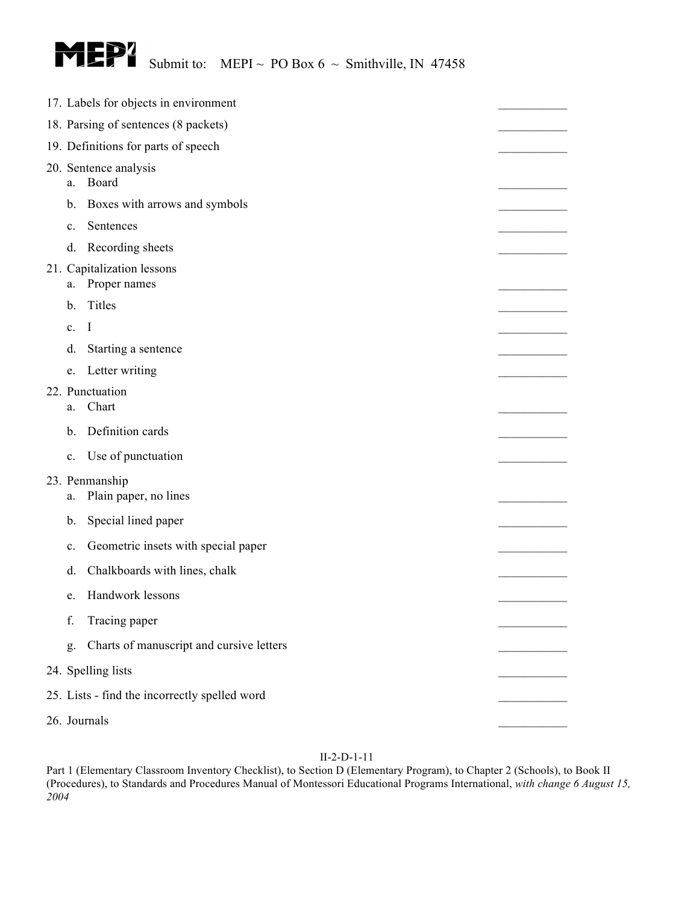17. Labels for objects in environment \_\_\_\_\_\_\_\_\_\_\_
18. Parsing of sentences (8 packets) \_\_\_\_\_\_\_\_\_\_\_
19. Definitions for parts of speech \_\_\_\_\_\_\_\_\_\_\_
20. Sentence analysis
    a. Board \_\_\_\_\_\_\_\_\_\_\_
    b. Boxes with arrows and symbols \_\_\_\_\_\_\_\_\_\_\_
    c. Sentences \_\_\_\_\_\_\_\_\_\_\_
    d. Recording sheets \_\_\_\_\_\_\_\_\_\_\_
21. Capitalization lessons
    a. Proper names \_\_\_\_\_\_\_\_\_\_\_
    b. Titles \_\_\_\_\_\_\_\_\_\_\_
    c. I \_\_\_\_\_\_\_\_\_\_\_
    d. Starting a sentence \_\_\_\_\_\_\_\_\_\_\_
    e. Letter writing \_\_\_\_\_\_\_\_\_\_\_
22. Punctuation
    a. Chart \_\_\_\_\_\_\_\_\_\_\_
    b. Definition cards \_\_\_\_\_\_\_\_\_\_\_
    c. Use of punctuation \_\_\_\_\_\_\_\_\_\_\_
23. Penmanship
    a. Plain paper, no lines \_\_\_\_\_\_\_\_\_\_\_
    b. Special lined paper \_\_\_\_\_\_\_\_\_\_\_
    c. Geometric insets with special paper \_\_\_\_\_\_\_\_\_\_\_
    d. Chalkboards with lines, chalk \_\_\_\_\_\_\_\_\_\_\_
    e. Handwork lessons \_\_\_\_\_\_\_\_\_\_\_
    f. Tracing paper \_\_\_\_\_\_\_\_\_\_\_
    g. Charts of manuscript and cursive letters \_\_\_\_\_\_\_\_\_\_\_
24. Spelling lists \_\_\_\_\_\_\_\_\_\_\_
25. Lists - find the incorrectly spelled word \_\_\_\_\_\_\_\_\_\_\_
26. Journals \_\_\_\_\_\_\_\_\_\_\_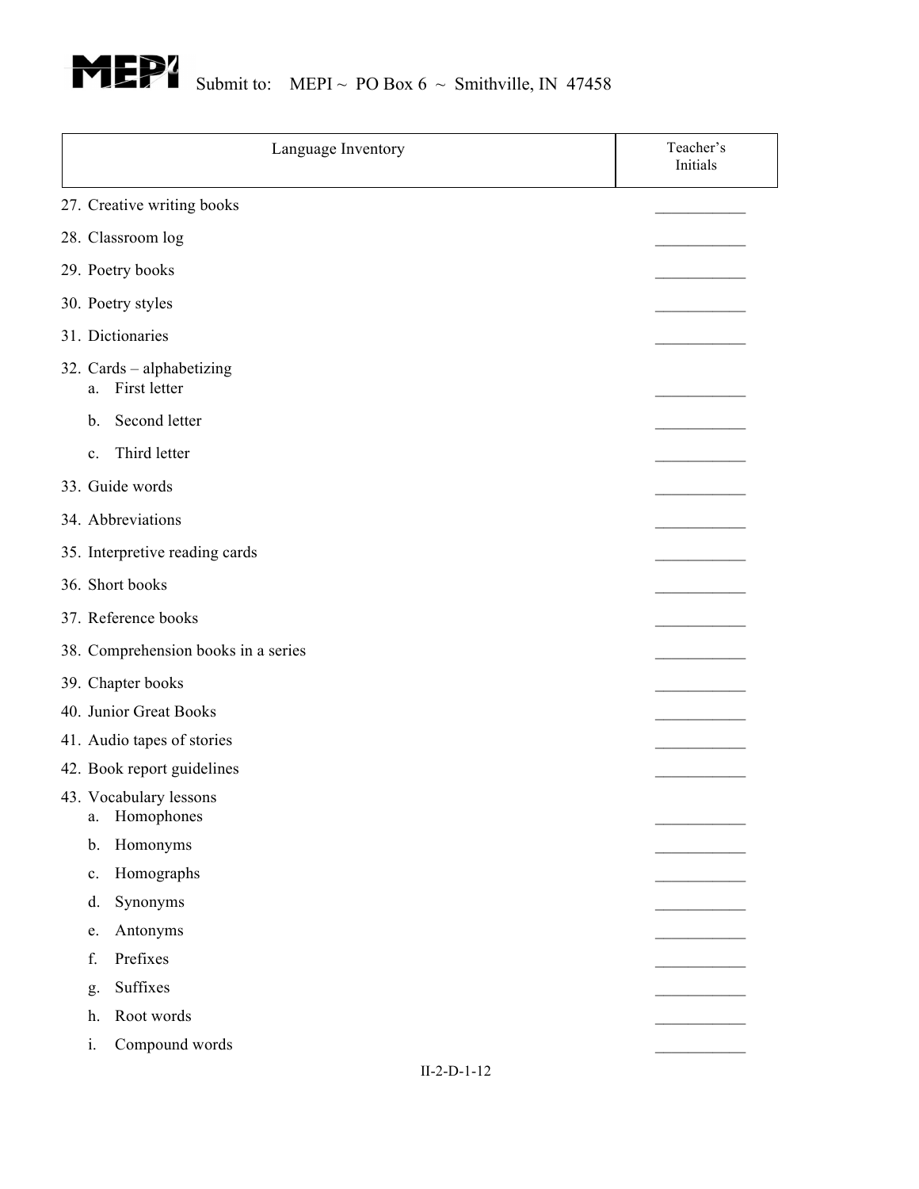MEPI Submit to: MEPI ~ PO Box 6 ~ Smithville, IN 47458

| Language Inventory | Teacher's Initials |
|---|---|
| 27. Creative writing books | ___________ |
| 28. Classroom log | ___________ |
| 29. Poetry books | ___________ |
| 30. Poetry styles | ___________ |
| 31. Dictionaries | ___________ |
| 32. Cards – alphabetizing | |
| a. First letter | ___________ |
| b. Second letter | ___________ |
| c. Third letter | ___________ |
| 33. Guide words | ___________ |
| 34. Abbreviations | ___________ |
| 35. Interpretive reading cards | ___________ |
| 36. Short books | ___________ |
| 37. Reference books | ___________ |
| 38. Comprehension books in a series | ___________ |
| 39. Chapter books | ___________ |
| 40. Junior Great Books | ___________ |
| 41. Audio tapes of stories | ___________ |
| 42. Book report guidelines | ___________ |
| 43. Vocabulary lessons | |
| a. Homophones | ___________ |
| b. Homonyms | ___________ |
| c. Homographs | ___________ |
| d. Synonyms | ___________ |
| e. Antonyms | ___________ |
| f. Prefixes | ___________ |
| g. Suffixes | ___________ |
| h. Root words | ___________ |
| i. Compound words | ___________ |

II-2-D-1-12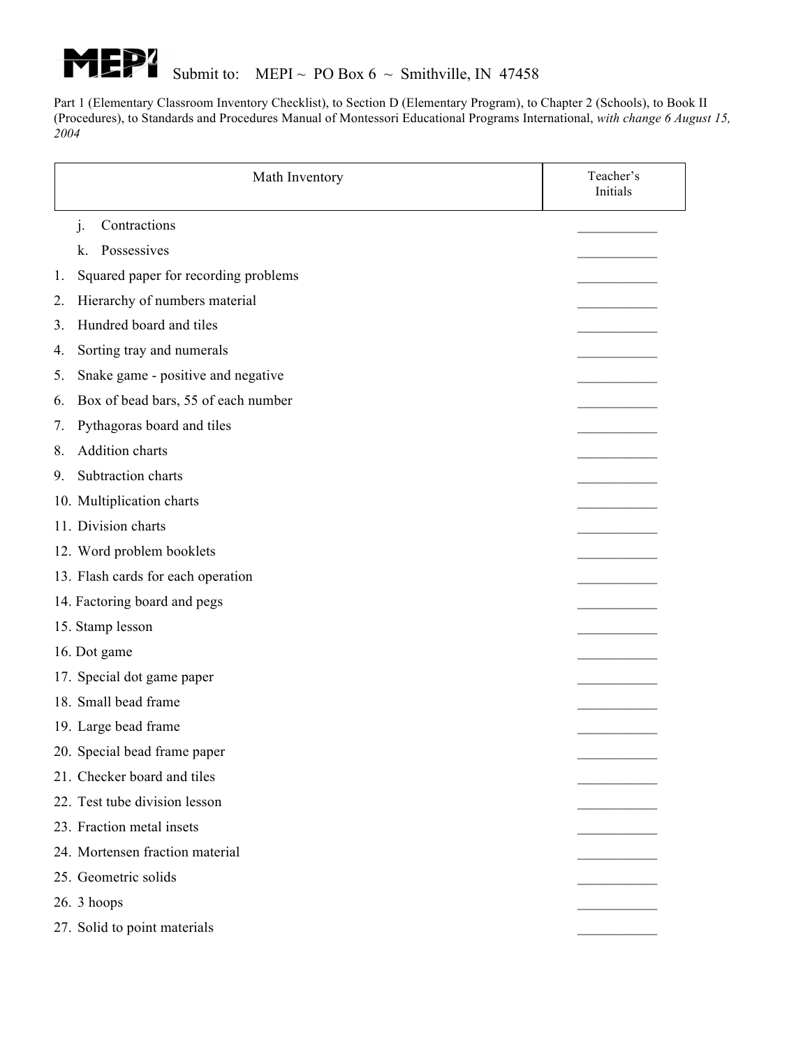MEPI Submit to: MEPI ~ PO Box 6 ~ Smithville, IN 47458

Part 1 (Elementary Classroom Inventory Checklist), to Section D (Elementary Program), to Chapter 2 (Schools), to Book II (Procedures), to Standards and Procedures Manual of Montessori Educational Programs International, *with change 6 August 15, 2004*

| Math Inventory | Teacher's Initials |
|---|---|
| j. Contractions | ___________ |
| k. Possessives | ___________ |
| 1. Squared paper for recording problems | ___________ |
| 2. Hierarchy of numbers material | ___________ |
| 3. Hundred board and tiles | ___________ |
| 4. Sorting tray and numerals | ___________ |
| 5. Snake game - positive and negative | ___________ |
| 6. Box of bead bars, 55 of each number | ___________ |
| 7. Pythagoras board and tiles | ___________ |
| 8. Addition charts | ___________ |
| 9. Subtraction charts | ___________ |
| 10. Multiplication charts | ___________ |
| 11. Division charts | ___________ |
| 12. Word problem booklets | ___________ |
| 13. Flash cards for each operation | ___________ |
| 14. Factoring board and pegs | ___________ |
| 15. Stamp lesson | ___________ |
| 16. Dot game | ___________ |
| 17. Special dot game paper | ___________ |
| 18. Small bead frame | ___________ |
| 19. Large bead frame | ___________ |
| 20. Special bead frame paper | ___________ |
| 21. Checker board and tiles | ___________ |
| 22. Test tube division lesson | ___________ |
| 23. Fraction metal insets | ___________ |
| 24. Mortensen fraction material | ___________ |
| 25. Geometric solids | ___________ |
| 26. 3 hoops | ___________ |
| 27. Solid to point materials | ___________ |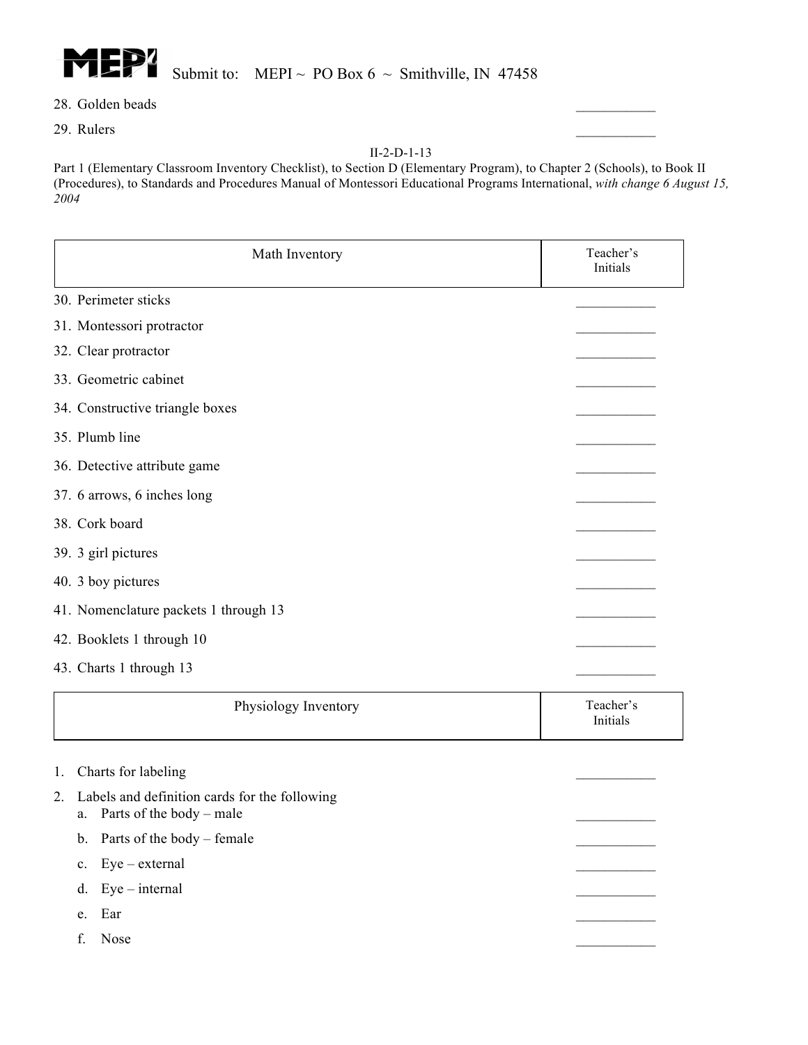Submit to: MEPI ~ PO Box 6 ~ Smithville, IN 47458

28. Golden beads ___________
29. Rulers ___________

II-2-D-1-13

Part 1 (Elementary Classroom Inventory Checklist), to Section D (Elementary Program), to Chapter 2 (Schools), to Book II (Procedures), to Standards and Procedures Manual of Montessori Educational Programs International, *with change 6 August 15, 2004*

| Math Inventory | Teacher's Initials |
|---|---|

30. Perimeter sticks ___________
31. Montessori protractor ___________
32. Clear protractor ___________
33. Geometric cabinet ___________
34. Constructive triangle boxes ___________
35. Plumb line ___________
36. Detective attribute game ___________
37. 6 arrows, 6 inches long ___________
38. Cork board ___________
39. 3 girl pictures ___________
40. 3 boy pictures ___________
41. Nomenclature packets 1 through 13 ___________
42. Booklets 1 through 10 ___________
43. Charts 1 through 13 ___________

| Physiology Inventory | Teacher's Initials |
|---|---|

1. Charts for labeling ___________
2. Labels and definition cards for the following
   a. Parts of the body – male ___________
   b. Parts of the body – female ___________
   c. Eye – external ___________
   d. Eye – internal ___________
   e. Ear ___________
   f. Nose ___________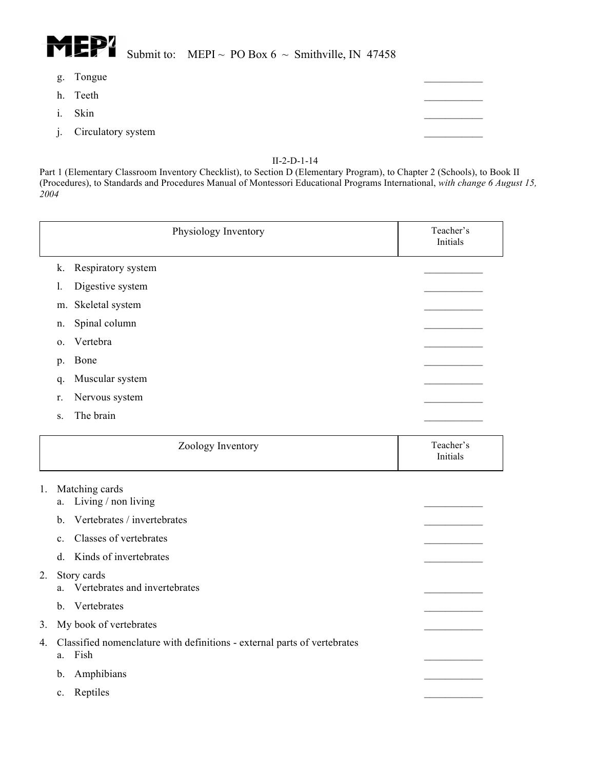g. Tongue ___________

h. Teeth ___________

i. Skin ___________

j. Circulatory system ___________

II-2-D-1-14

Part 1 (Elementary Classroom Inventory Checklist), to Section D (Elementary Program), to Chapter 2 (Schools), to Book II (Procedures), to Standards and Procedures Manual of Montessori Educational Programs International, *with change 6 August 15, 2004*

| Physiology Inventory | Teacher's Initials |
|---|---|

k. Respiratory system ___________

l. Digestive system ___________

m. Skeletal system ___________

n. Spinal column ___________

o. Vertebra ___________

p. Bone ___________

q. Muscular system ___________

r. Nervous system ___________

s. The brain ___________

| Zoology Inventory | Teacher's Initials |
|---|---|

1. Matching cards
   a. Living / non living ___________
   b. Vertebrates / invertebrates ___________
   c. Classes of vertebrates ___________
   d. Kinds of invertebrates ___________
2. Story cards
   a. Vertebrates and invertebrates ___________
   b. Vertebrates ___________
3. My book of vertebrates ___________
4. Classified nomenclature with definitions - external parts of vertebrates
   a. Fish ___________
   b. Amphibians ___________
   c. Reptiles ___________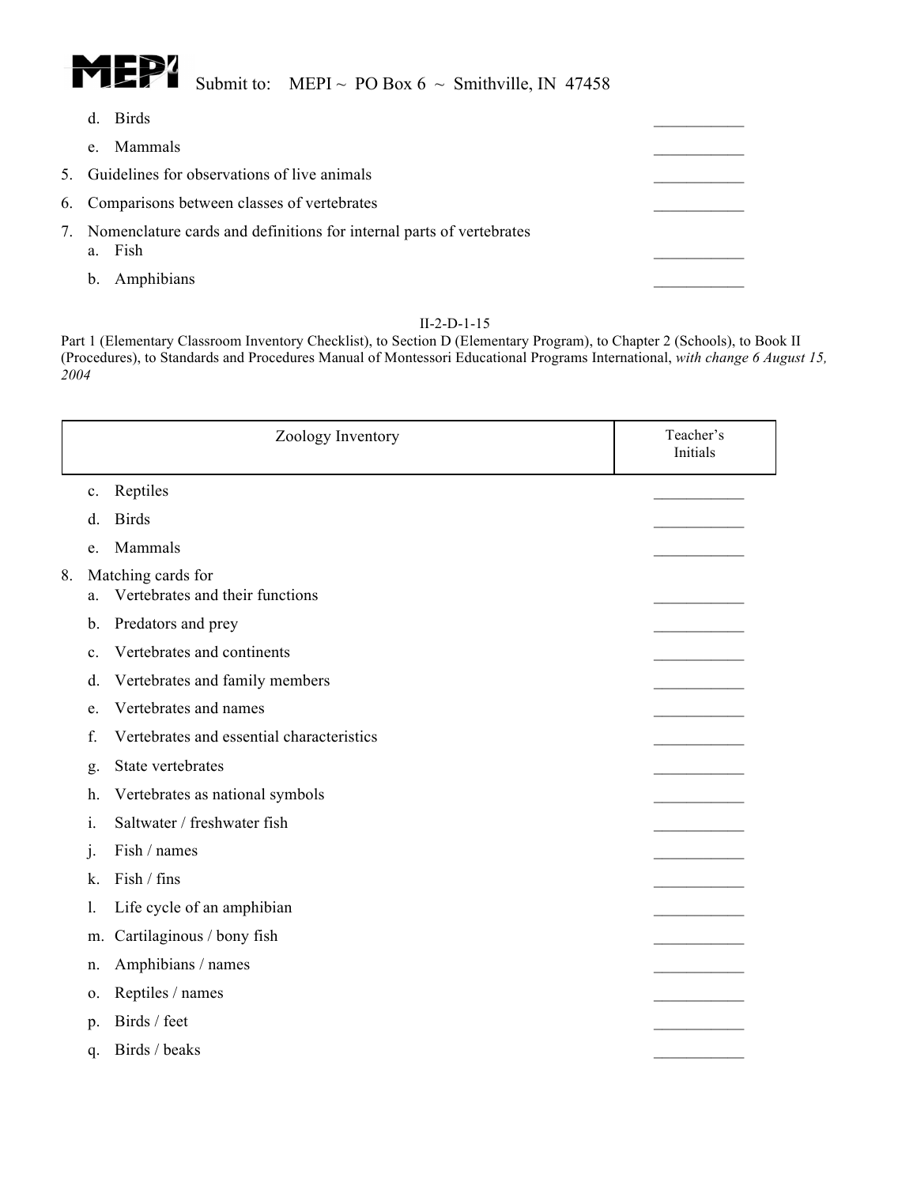d. Birds ___________

e. Mammals ___________

5. Guidelines for observations of live animals ___________

6. Comparisons between classes of vertebrates ___________

7. Nomenclature cards and definitions for internal parts of vertebrates
   a. Fish ___________

   b. Amphibians ___________

II-2-D-1-15

Part 1 (Elementary Classroom Inventory Checklist), to Section D (Elementary Program), to Chapter 2 (Schools), to Book II (Procedures), to Standards and Procedures Manual of Montessori Educational Programs International, *with change 6 August 15, 2004*

| Zoology Inventory | Teacher's Initials |
|---|---|

c. Reptiles ___________

d. Birds ___________

e. Mammals ___________

8. Matching cards for
   a. Vertebrates and their functions ___________
   b. Predators and prey ___________
   c. Vertebrates and continents ___________
   d. Vertebrates and family members ___________
   e. Vertebrates and names ___________
   f. Vertebrates and essential characteristics ___________
   g. State vertebrates ___________
   h. Vertebrates as national symbols ___________
   i. Saltwater / freshwater fish ___________
   j. Fish / names ___________
   k. Fish / fins ___________
   l. Life cycle of an amphibian ___________
   m. Cartilaginous / bony fish ___________
   n. Amphibians / names ___________
   o. Reptiles / names ___________
   p. Birds / feet ___________
   q. Birds / beaks ___________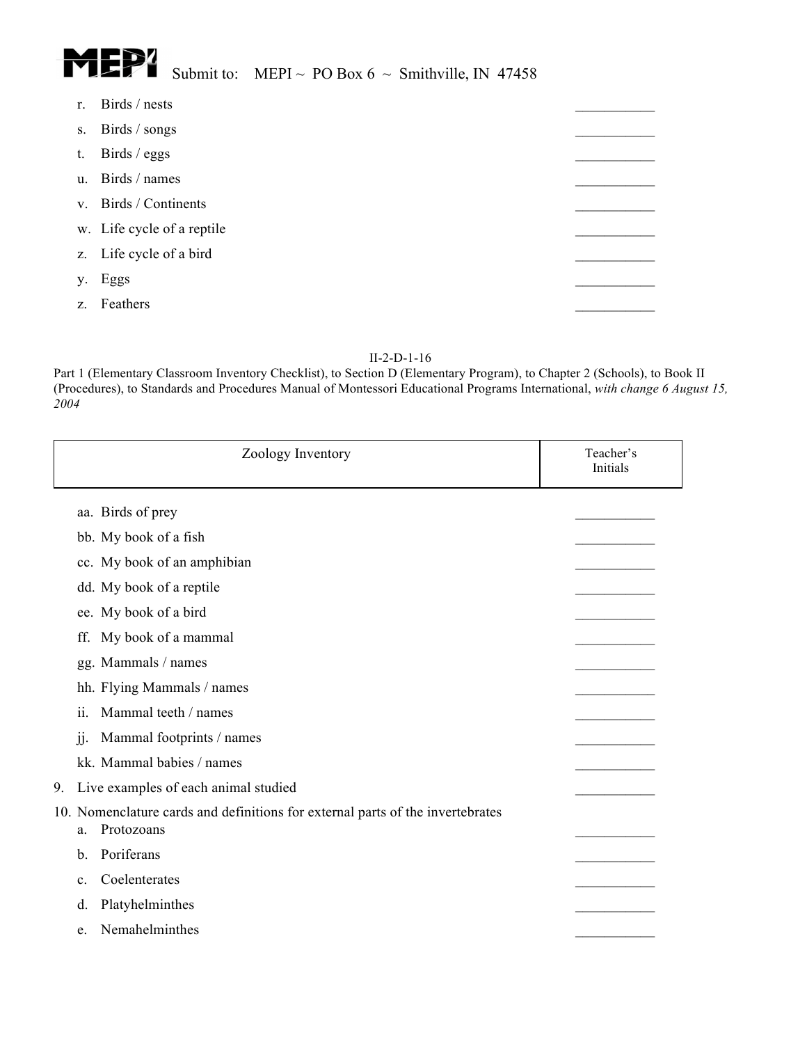r. Birds / nests ___________

s. Birds / songs ___________

t. Birds / eggs ___________

u. Birds / names ___________

v. Birds / Continents ___________

w. Life cycle of a reptile ___________

z. Life cycle of a bird ___________

y. Eggs ___________

z. Feathers ___________

II-2-D-1-16

Part 1 (Elementary Classroom Inventory Checklist), to Section D (Elementary Program), to Chapter 2 (Schools), to Book II (Procedures), to Standards and Procedures Manual of Montessori Educational Programs International, *with change 6 August 15, 2004*

| Zoology Inventory | Teacher's Initials |
| --- | --- |

aa. Birds of prey ___________

bb. My book of a fish ___________

cc. My book of an amphibian ___________

dd. My book of a reptile ___________

ee. My book of a bird ___________

ff. My book of a mammal ___________

gg. Mammals / names ___________

hh. Flying Mammals / names ___________

ii. Mammal teeth / names ___________

jj. Mammal footprints / names ___________

kk. Mammal babies / names ___________

9. Live examples of each animal studied ___________

10. Nomenclature cards and definitions for external parts of the invertebrates

a. Protozoans ___________

b. Poriferans ___________

c. Coelenterates ___________

d. Platyhelminthes ___________

e. Nemahelminthes ___________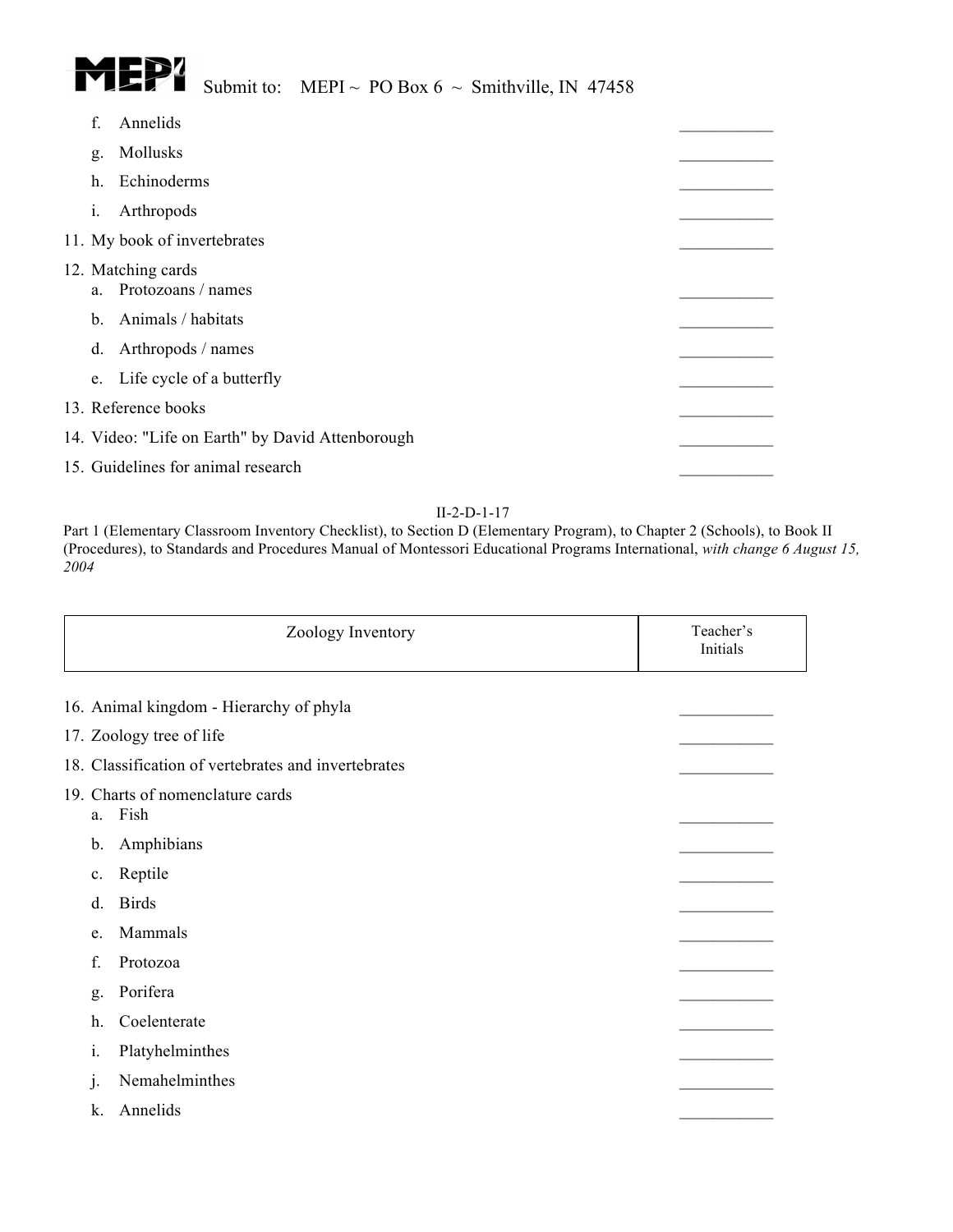f. Annelids \_\_\_\_\_\_\_\_\_\_\_

g. Mollusks \_\_\_\_\_\_\_\_\_\_\_

h. Echinoderms \_\_\_\_\_\_\_\_\_\_\_

i. Arthropods \_\_\_\_\_\_\_\_\_\_\_

11. My book of invertebrates \_\_\_\_\_\_\_\_\_\_\_

12. Matching cards

    a. Protozoans / names \_\_\_\_\_\_\_\_\_\_\_

    b. Animals / habitats \_\_\_\_\_\_\_\_\_\_\_

    d. Arthropods / names \_\_\_\_\_\_\_\_\_\_\_

    e. Life cycle of a butterfly \_\_\_\_\_\_\_\_\_\_\_

13. Reference books \_\_\_\_\_\_\_\_\_\_\_

14. Video: "Life on Earth" by David Attenborough \_\_\_\_\_\_\_\_\_\_\_

15. Guidelines for animal research \_\_\_\_\_\_\_\_\_\_\_

II-2-D-1-17

Part 1 (Elementary Classroom Inventory Checklist), to Section D (Elementary Program), to Chapter 2 (Schools), to Book II (Procedures), to Standards and Procedures Manual of Montessori Educational Programs International, *with change 6 August 15, 2004*

| Zoology Inventory | Teacher's Initials |
|---|---|

16. Animal kingdom - Hierarchy of phyla \_\_\_\_\_\_\_\_\_\_\_

17. Zoology tree of life \_\_\_\_\_\_\_\_\_\_\_

18. Classification of vertebrates and invertebrates \_\_\_\_\_\_\_\_\_\_\_

19. Charts of nomenclature cards

    a. Fish \_\_\_\_\_\_\_\_\_\_\_

    b. Amphibians \_\_\_\_\_\_\_\_\_\_\_

    c. Reptile \_\_\_\_\_\_\_\_\_\_\_

    d. Birds \_\_\_\_\_\_\_\_\_\_\_

    e. Mammals \_\_\_\_\_\_\_\_\_\_\_

    f. Protozoa \_\_\_\_\_\_\_\_\_\_\_

    g. Porifera \_\_\_\_\_\_\_\_\_\_\_

    h. Coelenterate \_\_\_\_\_\_\_\_\_\_\_

    i. Platyhelminthes \_\_\_\_\_\_\_\_\_\_\_

    j. Nemahelminthes \_\_\_\_\_\_\_\_\_\_\_

    k. Annelids \_\_\_\_\_\_\_\_\_\_\_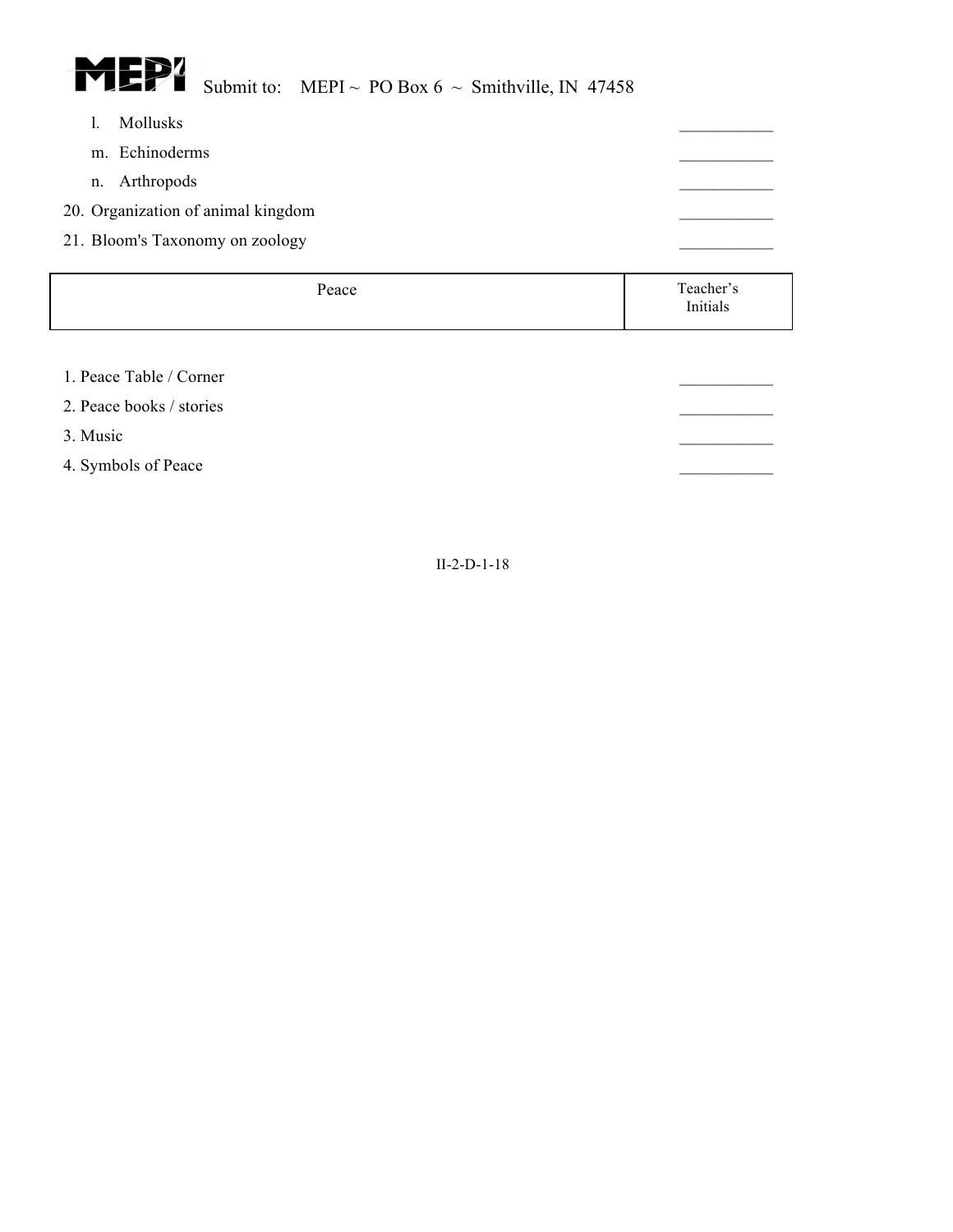Submit to: MEPI ~ PO Box 6 ~ Smithville, IN 47458

| | |
|---|---|
| l. Mollusks | ___________ |
| m. Echinoderms | ___________ |
| n. Arthropods | ___________ |
| 20. Organization of animal kingdom | ___________ |
| 21. Bloom's Taxonomy on zoology | ___________ |

| Peace | Teacher's Initials |
|---|---|
| 1. Peace Table / Corner | ___________ |
| 2. Peace books / stories | ___________ |
| 3. Music | ___________ |
| 4. Symbols of Peace | ___________ |

II-2-D-1-18